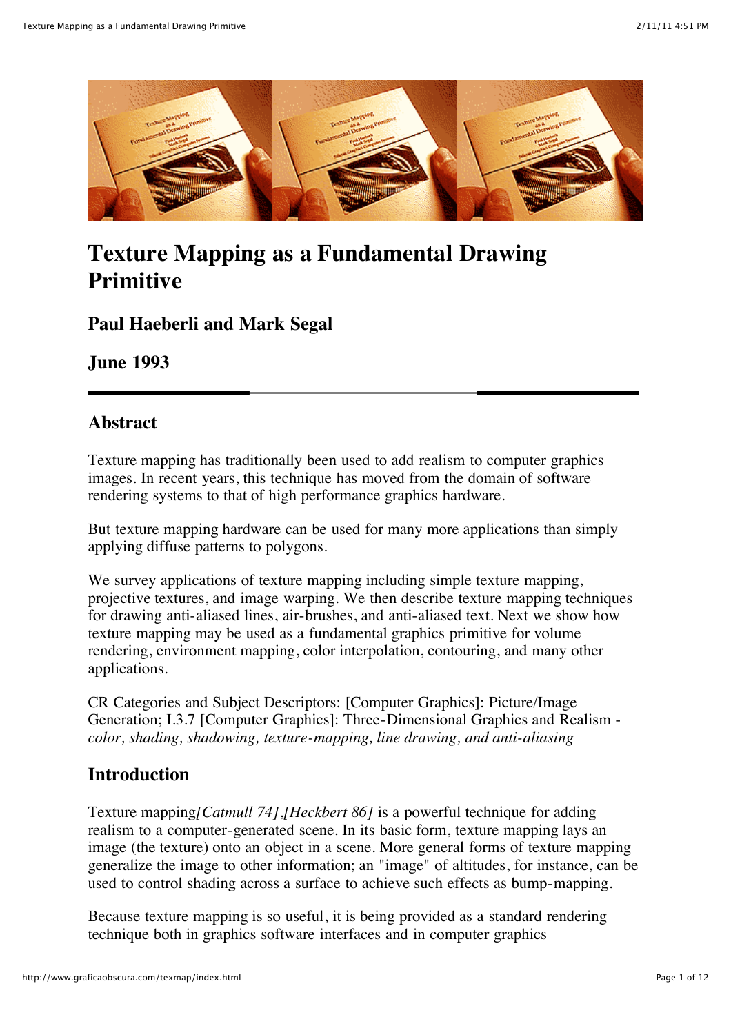# Texture Mapping as a Fundamental Drawing Primitive

## Paul Haeberli and Mark Segal

## June 1993

---

## Abstract

Texture mapping has traditionally been used to add realism to computer graphics images. In recent years, this technique has moved from the domain of software rendering systems to that of high performance graphics hardware.

But texture mapping hardware can be used for many more applications than simply applying diffuse patterns to polygons.

We survey applications of texture mapping including simple texture mapping, projective textures, and image warping. We then describe texture mapping techniques for drawing anti-aliased lines, air-brushes, and anti-aliased text. Next we show how texture mapping may be used as a fundamental graphics primitive for volume rendering, environment mapping, color interpolation, contouring, and many other applications.

CR Categories and Subject Descriptors: [Computer Graphics]: Picture/Image Generation; I.3.7 [Computer Graphics]: Three-Dimensional Graphics and Realism - *color, shading, shadowing, texture-mapping, line drawing, and anti-aliasing*

## Introduction

Texture mapping*[Catmull 74]*,*[Heckbert 86]* is a powerful technique for adding realism to a computer-generated scene. In its basic form, texture mapping lays an image (the texture) onto an object in a scene. More general forms of texture mapping generalize the image to other information; an "image" of altitudes, for instance, can be used to control shading across a surface to achieve such effects as bump-mapping.

Because texture mapping is so useful, it is being provided as a standard rendering technique both in graphics software interfaces and in computer graphics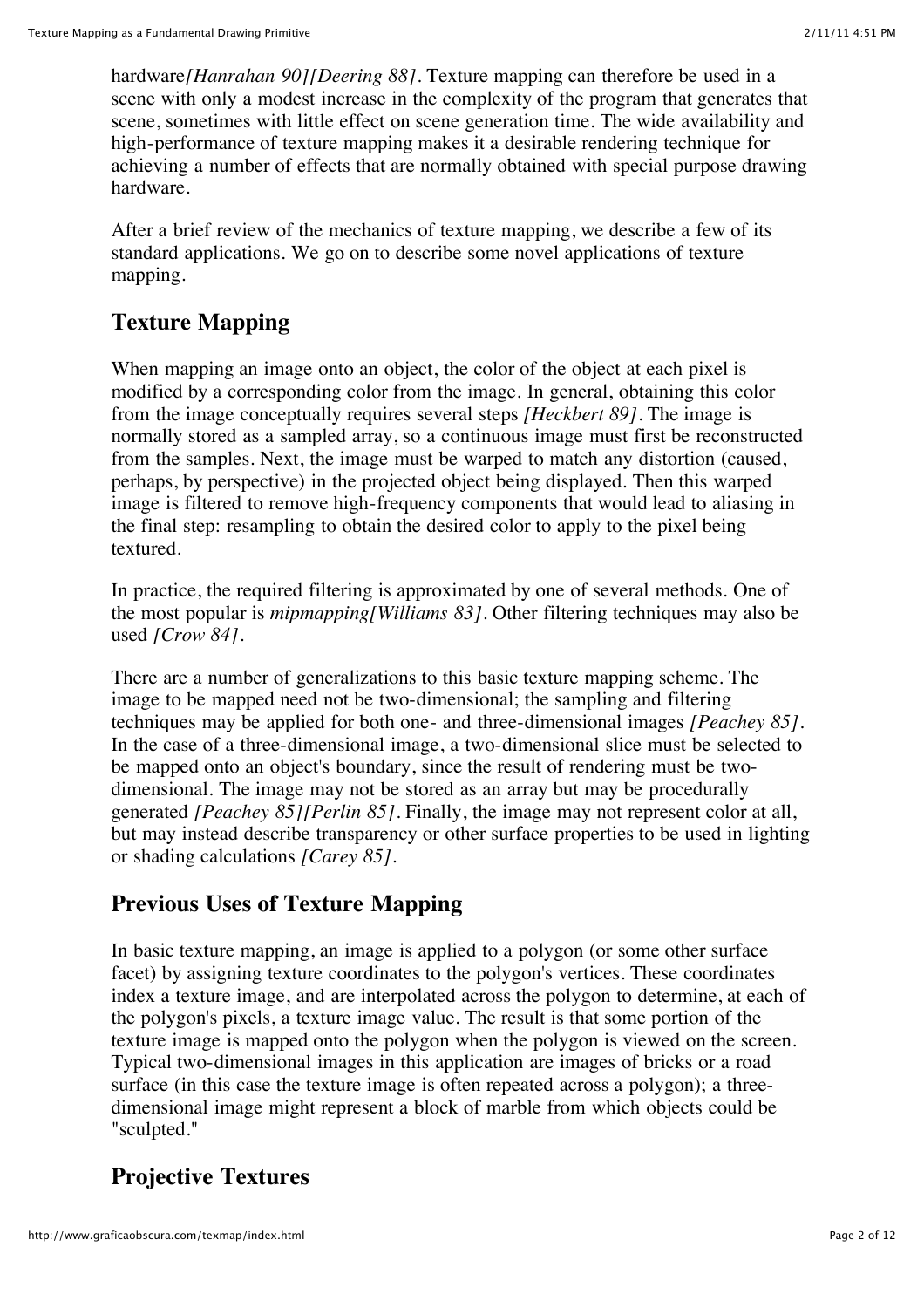hardware*[Hanrahan 90][Deering 88]*. Texture mapping can therefore be used in a scene with only a modest increase in the complexity of the program that generates that scene, sometimes with little effect on scene generation time. The wide availability and high-performance of texture mapping makes it a desirable rendering technique for achieving a number of effects that are normally obtained with special purpose drawing hardware.

After a brief review of the mechanics of texture mapping, we describe a few of its standard applications. We go on to describe some novel applications of texture mapping.

## Texture Mapping

When mapping an image onto an object, the color of the object at each pixel is modified by a corresponding color from the image. In general, obtaining this color from the image conceptually requires several steps *[Heckbert 89]*. The image is normally stored as a sampled array, so a continuous image must first be reconstructed from the samples. Next, the image must be warped to match any distortion (caused, perhaps, by perspective) in the projected object being displayed. Then this warped image is filtered to remove high-frequency components that would lead to aliasing in the final step: resampling to obtain the desired color to apply to the pixel being textured.

In practice, the required filtering is approximated by one of several methods. One of the most popular is *mipmapping[Williams 83]*. Other filtering techniques may also be used *[Crow 84]*.

There are a number of generalizations to this basic texture mapping scheme. The image to be mapped need not be two-dimensional; the sampling and filtering techniques may be applied for both one- and three-dimensional images *[Peachey 85]*. In the case of a three-dimensional image, a two-dimensional slice must be selected to be mapped onto an object's boundary, since the result of rendering must be two-dimensional. The image may not be stored as an array but may be procedurally generated *[Peachey 85][Perlin 85]*. Finally, the image may not represent color at all, but may instead describe transparency or other surface properties to be used in lighting or shading calculations *[Carey 85]*.

## Previous Uses of Texture Mapping

In basic texture mapping, an image is applied to a polygon (or some other surface facet) by assigning texture coordinates to the polygon's vertices. These coordinates index a texture image, and are interpolated across the polygon to determine, at each of the polygon's pixels, a texture image value. The result is that some portion of the texture image is mapped onto the polygon when the polygon is viewed on the screen. Typical two-dimensional images in this application are images of bricks or a road surface (in this case the texture image is often repeated across a polygon); a three-dimensional image might represent a block of marble from which objects could be "sculpted."

## Projective Textures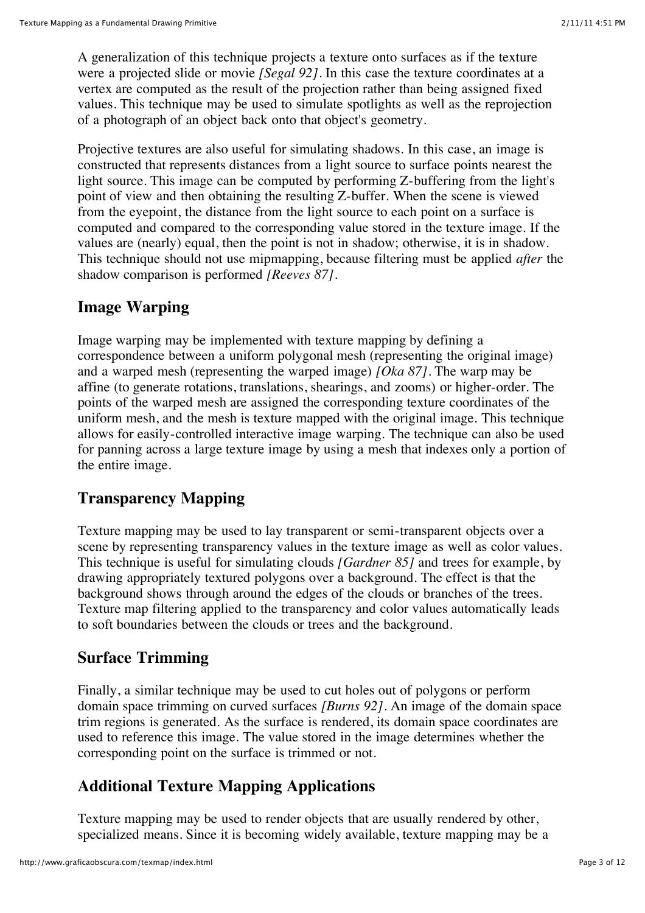A generalization of this technique projects a texture onto surfaces as if the texture were a projected slide or movie *[Segal 92]*. In this case the texture coordinates at a vertex are computed as the result of the projection rather than being assigned fixed values. This technique may be used to simulate spotlights as well as the reprojection of a photograph of an object back onto that object's geometry.

Projective textures are also useful for simulating shadows. In this case, an image is constructed that represents distances from a light source to surface points nearest the light source. This image can be computed by performing Z-buffering from the light's point of view and then obtaining the resulting Z-buffer. When the scene is viewed from the eyepoint, the distance from the light source to each point on a surface is computed and compared to the corresponding value stored in the texture image. If the values are (nearly) equal, then the point is not in shadow; otherwise, it is in shadow. This technique should not use mipmapping, because filtering must be applied *after* the shadow comparison is performed *[Reeves 87]*.

## Image Warping

Image warping may be implemented with texture mapping by defining a correspondence between a uniform polygonal mesh (representing the original image) and a warped mesh (representing the warped image) *[Oka 87]*. The warp may be affine (to generate rotations, translations, shearings, and zooms) or higher-order. The points of the warped mesh are assigned the corresponding texture coordinates of the uniform mesh, and the mesh is texture mapped with the original image. This technique allows for easily-controlled interactive image warping. The technique can also be used for panning across a large texture image by using a mesh that indexes only a portion of the entire image.

## Transparency Mapping

Texture mapping may be used to lay transparent or semi-transparent objects over a scene by representing transparency values in the texture image as well as color values. This technique is useful for simulating clouds *[Gardner 85]* and trees for example, by drawing appropriately textured polygons over a background. The effect is that the background shows through around the edges of the clouds or branches of the trees. Texture map filtering applied to the transparency and color values automatically leads to soft boundaries between the clouds or trees and the background.

## Surface Trimming

Finally, a similar technique may be used to cut holes out of polygons or perform domain space trimming on curved surfaces *[Burns 92]*. An image of the domain space trim regions is generated. As the surface is rendered, its domain space coordinates are used to reference this image. The value stored in the image determines whether the corresponding point on the surface is trimmed or not.

## Additional Texture Mapping Applications

Texture mapping may be used to render objects that are usually rendered by other, specialized means. Since it is becoming widely available, texture mapping may be a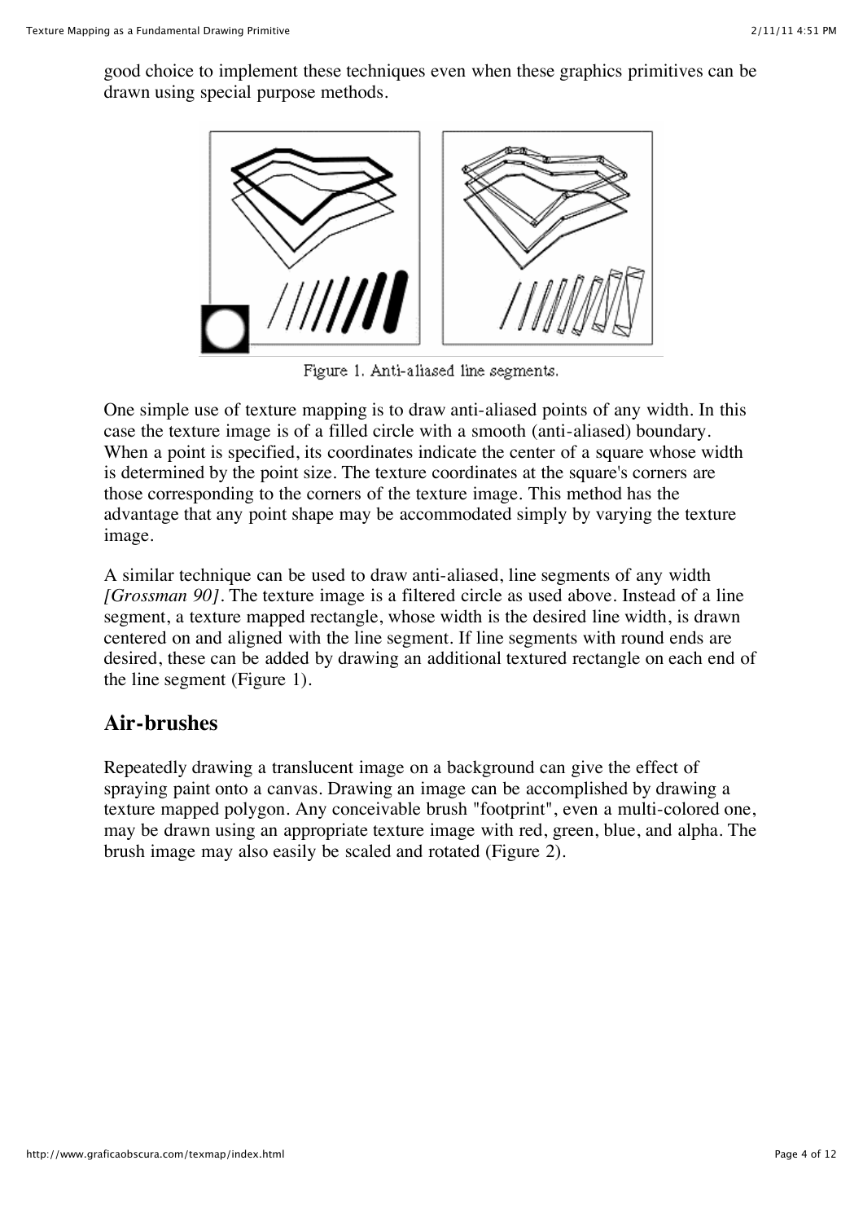good choice to implement these techniques even when these graphics primitives can be drawn using special purpose methods.

Figure 1. Anti-aliased line segments.

One simple use of texture mapping is to draw anti-aliased points of any width. In this case the texture image is of a filled circle with a smooth (anti-aliased) boundary. When a point is specified, its coordinates indicate the center of a square whose width is determined by the point size. The texture coordinates at the square's corners are those corresponding to the corners of the texture image. This method has the advantage that any point shape may be accommodated simply by varying the texture image.

A similar technique can be used to draw anti-aliased, line segments of any width *[Grossman 90]*. The texture image is a filtered circle as used above. Instead of a line segment, a texture mapped rectangle, whose width is the desired line width, is drawn centered on and aligned with the line segment. If line segments with round ends are desired, these can be added by drawing an additional textured rectangle on each end of the line segment (Figure 1).

## Air-brushes

Repeatedly drawing a translucent image on a background can give the effect of spraying paint onto a canvas. Drawing an image can be accomplished by drawing a texture mapped polygon. Any conceivable brush "footprint", even a multi-colored one, may be drawn using an appropriate texture image with red, green, blue, and alpha. The brush image may also easily be scaled and rotated (Figure 2).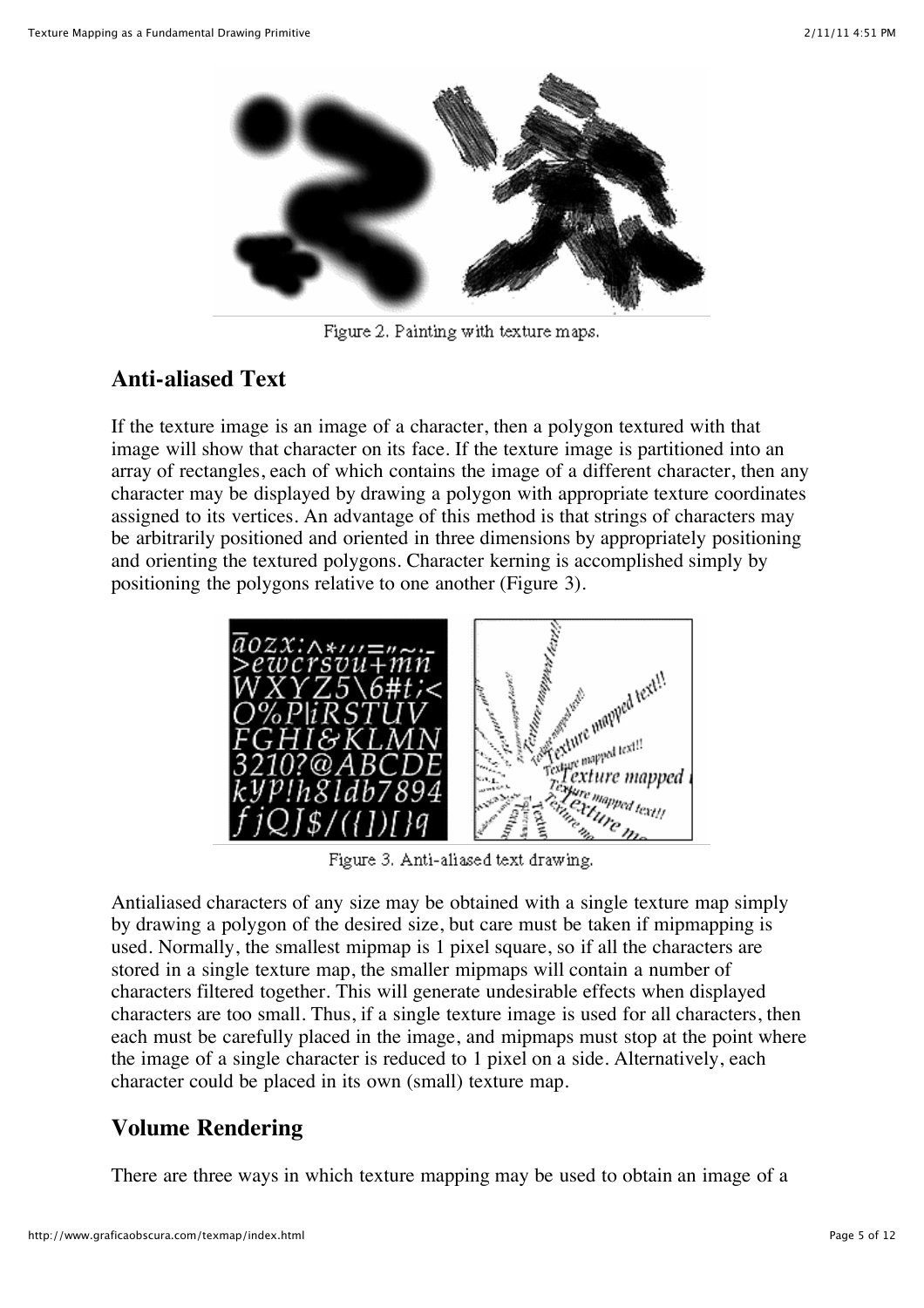Figure 2. Painting with texture maps.

## Anti-aliased Text

If the texture image is an image of a character, then a polygon textured with that image will show that character on its face. If the texture image is partitioned into an array of rectangles, each of which contains the image of a different character, then any character may be displayed by drawing a polygon with appropriate texture coordinates assigned to its vertices. An advantage of this method is that strings of characters may be arbitrarily positioned and oriented in three dimensions by appropriately positioning and orienting the textured polygons. Character kerning is accomplished simply by positioning the polygons relative to one another (Figure 3).

Figure 3. Anti-aliased text drawing.

Antialiased characters of any size may be obtained with a single texture map simply by drawing a polygon of the desired size, but care must be taken if mipmapping is used. Normally, the smallest mipmap is 1 pixel square, so if all the characters are stored in a single texture map, the smaller mipmaps will contain a number of characters filtered together. This will generate undesirable effects when displayed characters are too small. Thus, if a single texture image is used for all characters, then each must be carefully placed in the image, and mipmaps must stop at the point where the image of a single character is reduced to 1 pixel on a side. Alternatively, each character could be placed in its own (small) texture map.

## Volume Rendering

There are three ways in which texture mapping may be used to obtain an image of a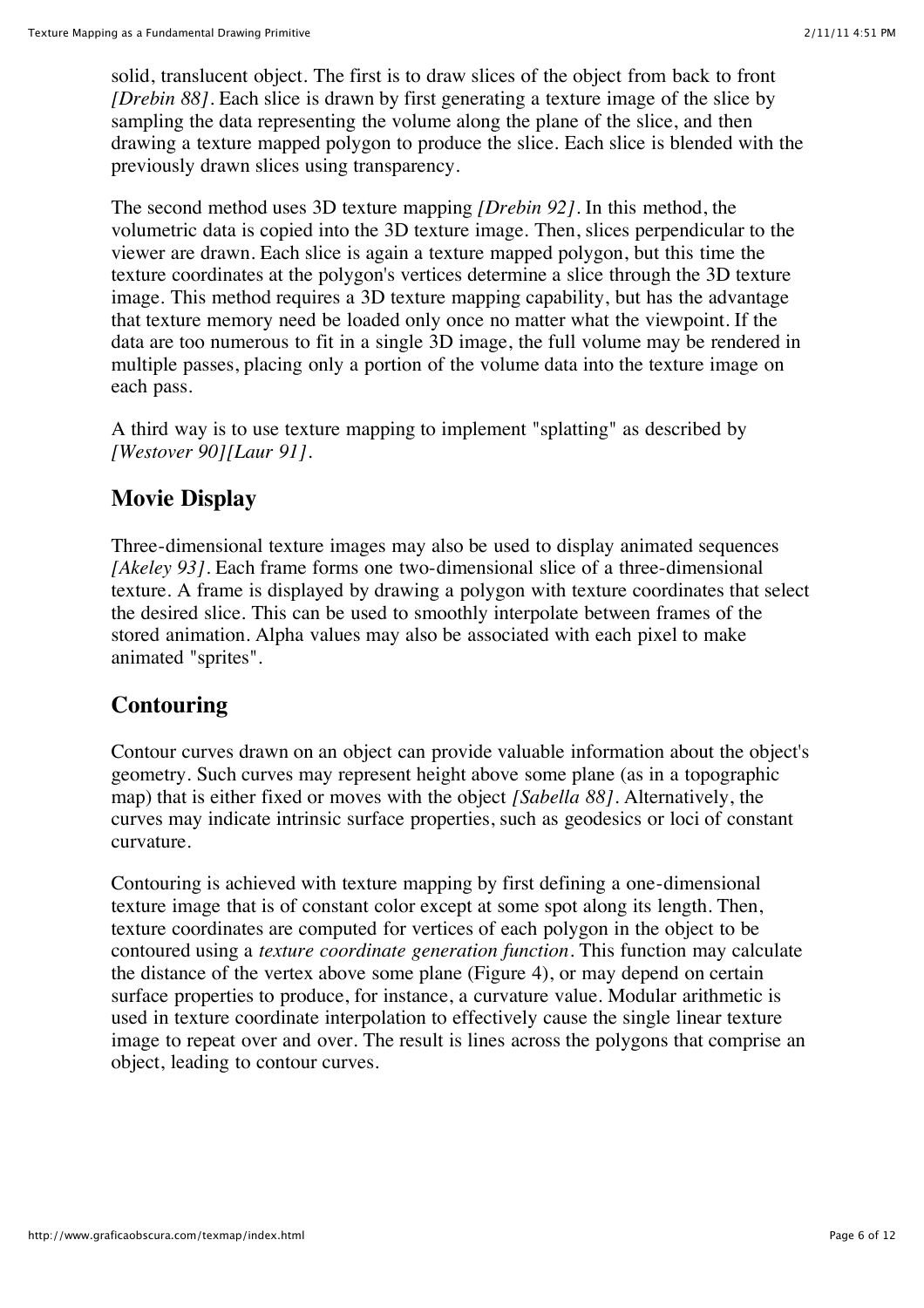solid, translucent object. The first is to draw slices of the object from back to front *[Drebin 88]*. Each slice is drawn by first generating a texture image of the slice by sampling the data representing the volume along the plane of the slice, and then drawing a texture mapped polygon to produce the slice. Each slice is blended with the previously drawn slices using transparency.

The second method uses 3D texture mapping *[Drebin 92]*. In this method, the volumetric data is copied into the 3D texture image. Then, slices perpendicular to the viewer are drawn. Each slice is again a texture mapped polygon, but this time the texture coordinates at the polygon's vertices determine a slice through the 3D texture image. This method requires a 3D texture mapping capability, but has the advantage that texture memory need be loaded only once no matter what the viewpoint. If the data are too numerous to fit in a single 3D image, the full volume may be rendered in multiple passes, placing only a portion of the volume data into the texture image on each pass.

A third way is to use texture mapping to implement "splatting" as described by *[Westover 90][Laur 91]*.

## Movie Display

Three-dimensional texture images may also be used to display animated sequences *[Akeley 93]*. Each frame forms one two-dimensional slice of a three-dimensional texture. A frame is displayed by drawing a polygon with texture coordinates that select the desired slice. This can be used to smoothly interpolate between frames of the stored animation. Alpha values may also be associated with each pixel to make animated "sprites".

## Contouring

Contour curves drawn on an object can provide valuable information about the object's geometry. Such curves may represent height above some plane (as in a topographic map) that is either fixed or moves with the object *[Sabella 88]*. Alternatively, the curves may indicate intrinsic surface properties, such as geodesics or loci of constant curvature.

Contouring is achieved with texture mapping by first defining a one-dimensional texture image that is of constant color except at some spot along its length. Then, texture coordinates are computed for vertices of each polygon in the object to be contoured using a *texture coordinate generation function*. This function may calculate the distance of the vertex above some plane (Figure 4), or may depend on certain surface properties to produce, for instance, a curvature value. Modular arithmetic is used in texture coordinate interpolation to effectively cause the single linear texture image to repeat over and over. The result is lines across the polygons that comprise an object, leading to contour curves.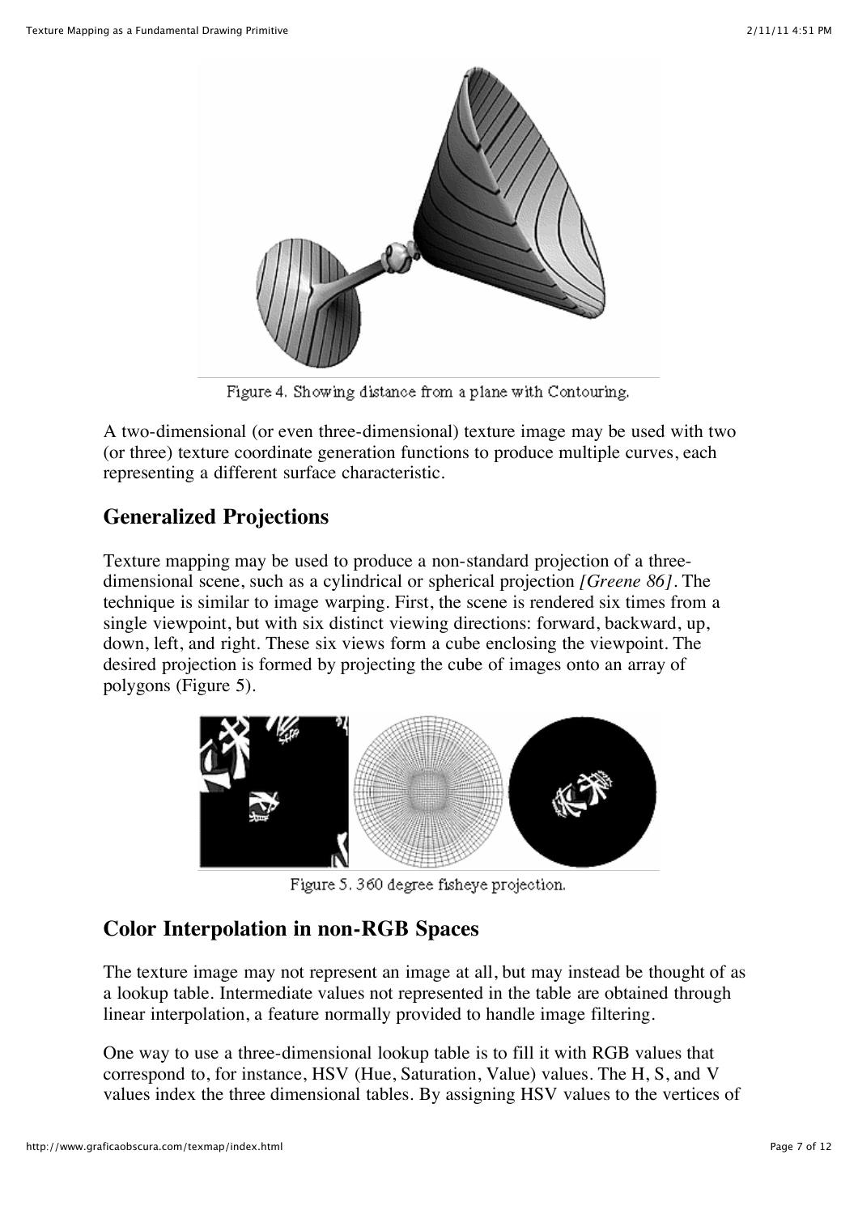Figure 4. Showing distance from a plane with Contouring.

A two-dimensional (or even three-dimensional) texture image may be used with two (or three) texture coordinate generation functions to produce multiple curves, each representing a different surface characteristic.

## Generalized Projections

Texture mapping may be used to produce a non-standard projection of a three-dimensional scene, such as a cylindrical or spherical projection *[Greene 86]*. The technique is similar to image warping. First, the scene is rendered six times from a single viewpoint, but with six distinct viewing directions: forward, backward, up, down, left, and right. These six views form a cube enclosing the viewpoint. The desired projection is formed by projecting the cube of images onto an array of polygons (Figure 5).

Figure 5. 360 degree fisheye projection.

## Color Interpolation in non-RGB Spaces

The texture image may not represent an image at all, but may instead be thought of as a lookup table. Intermediate values not represented in the table are obtained through linear interpolation, a feature normally provided to handle image filtering.

One way to use a three-dimensional lookup table is to fill it with RGB values that correspond to, for instance, HSV (Hue, Saturation, Value) values. The H, S, and V values index the three dimensional tables. By assigning HSV values to the vertices of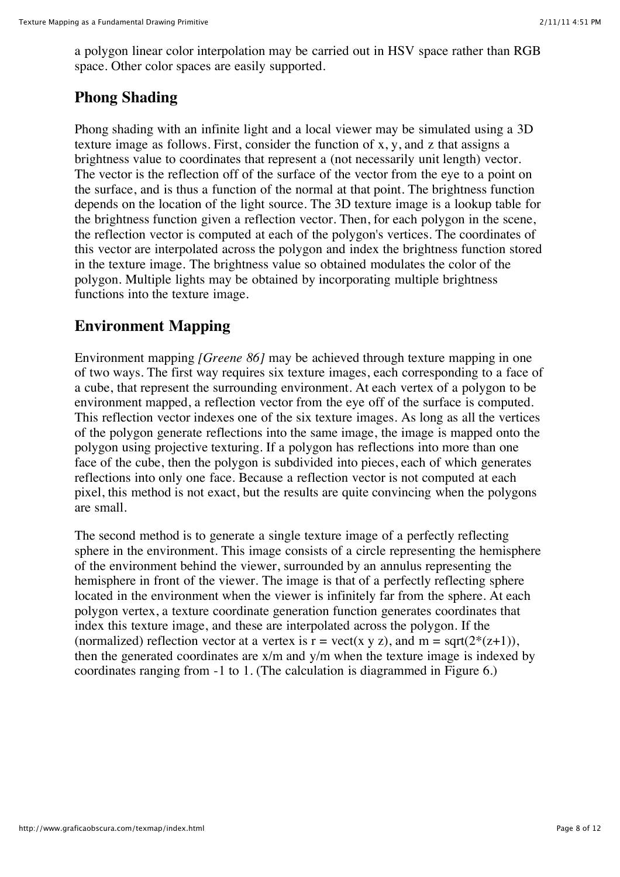a polygon linear color interpolation may be carried out in HSV space rather than RGB space. Other color spaces are easily supported.

## Phong Shading

Phong shading with an infinite light and a local viewer may be simulated using a 3D texture image as follows. First, consider the function of x, y, and z that assigns a brightness value to coordinates that represent a (not necessarily unit length) vector. The vector is the reflection off of the surface of the vector from the eye to a point on the surface, and is thus a function of the normal at that point. The brightness function depends on the location of the light source. The 3D texture image is a lookup table for the brightness function given a reflection vector. Then, for each polygon in the scene, the reflection vector is computed at each of the polygon's vertices. The coordinates of this vector are interpolated across the polygon and index the brightness function stored in the texture image. The brightness value so obtained modulates the color of the polygon. Multiple lights may be obtained by incorporating multiple brightness functions into the texture image.

## Environment Mapping

Environment mapping *[Greene 86]* may be achieved through texture mapping in one of two ways. The first way requires six texture images, each corresponding to a face of a cube, that represent the surrounding environment. At each vertex of a polygon to be environment mapped, a reflection vector from the eye off of the surface is computed. This reflection vector indexes one of the six texture images. As long as all the vertices of the polygon generate reflections into the same image, the image is mapped onto the polygon using projective texturing. If a polygon has reflections into more than one face of the cube, then the polygon is subdivided into pieces, each of which generates reflections into only one face. Because a reflection vector is not computed at each pixel, this method is not exact, but the results are quite convincing when the polygons are small.

The second method is to generate a single texture image of a perfectly reflecting sphere in the environment. This image consists of a circle representing the hemisphere of the environment behind the viewer, surrounded by an annulus representing the hemisphere in front of the viewer. The image is that of a perfectly reflecting sphere located in the environment when the viewer is infinitely far from the sphere. At each polygon vertex, a texture coordinate generation function generates coordinates that index this texture image, and these are interpolated across the polygon. If the (normalized) reflection vector at a vertex is $r = \text{vect}(x\ y\ z)$, and $m = \text{sqrt}(2*(z+1))$, then the generated coordinates are $x/m$ and $y/m$ when the texture image is indexed by coordinates ranging from -1 to 1. (The calculation is diagrammed in Figure 6.)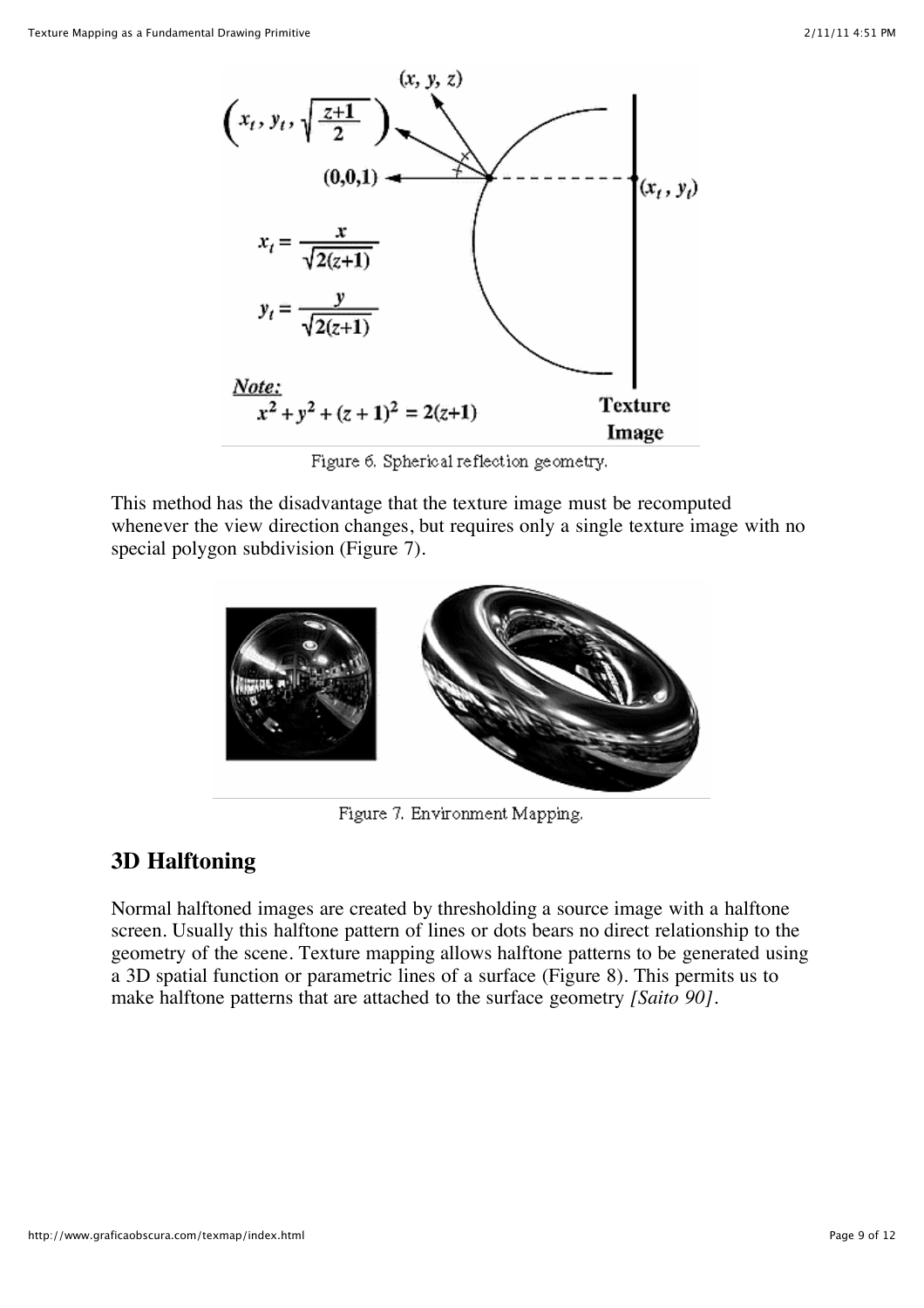Figure 6. Spherical reflection geometry.

This method has the disadvantage that the texture image must be recomputed whenever the view direction changes, but requires only a single texture image with no special polygon subdivision (Figure 7).

Figure 7. Environment Mapping.

## 3D Halftoning

Normal halftoned images are created by thresholding a source image with a halftone screen. Usually this halftone pattern of lines or dots bears no direct relationship to the geometry of the scene. Texture mapping allows halftone patterns to be generated using a 3D spatial function or parametric lines of a surface (Figure 8). This permits us to make halftone patterns that are attached to the surface geometry *[Saito 90]*.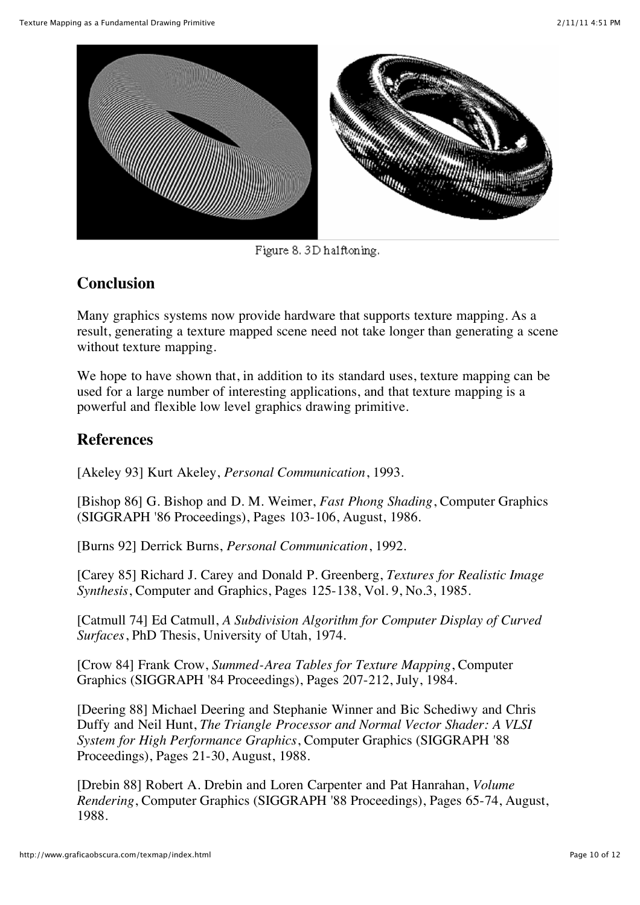Figure 8. 3D halftoning.

## Conclusion

Many graphics systems now provide hardware that supports texture mapping. As a result, generating a texture mapped scene need not take longer than generating a scene without texture mapping.

We hope to have shown that, in addition to its standard uses, texture mapping can be used for a large number of interesting applications, and that texture mapping is a powerful and flexible low level graphics drawing primitive.

## References

[Akeley 93] Kurt Akeley, *Personal Communication*, 1993.

[Bishop 86] G. Bishop and D. M. Weimer, *Fast Phong Shading*, Computer Graphics (SIGGRAPH '86 Proceedings), Pages 103-106, August, 1986.

[Burns 92] Derrick Burns, *Personal Communication*, 1992.

[Carey 85] Richard J. Carey and Donald P. Greenberg, *Textures for Realistic Image Synthesis*, Computer and Graphics, Pages 125-138, Vol. 9, No.3, 1985.

[Catmull 74] Ed Catmull, *A Subdivision Algorithm for Computer Display of Curved Surfaces*, PhD Thesis, University of Utah, 1974.

[Crow 84] Frank Crow, *Summed-Area Tables for Texture Mapping*, Computer Graphics (SIGGRAPH '84 Proceedings), Pages 207-212, July, 1984.

[Deering 88] Michael Deering and Stephanie Winner and Bic Schediwy and Chris Duffy and Neil Hunt, *The Triangle Processor and Normal Vector Shader: A VLSI System for High Performance Graphics*, Computer Graphics (SIGGRAPH '88 Proceedings), Pages 21-30, August, 1988.

[Drebin 88] Robert A. Drebin and Loren Carpenter and Pat Hanrahan, *Volume Rendering*, Computer Graphics (SIGGRAPH '88 Proceedings), Pages 65-74, August, 1988.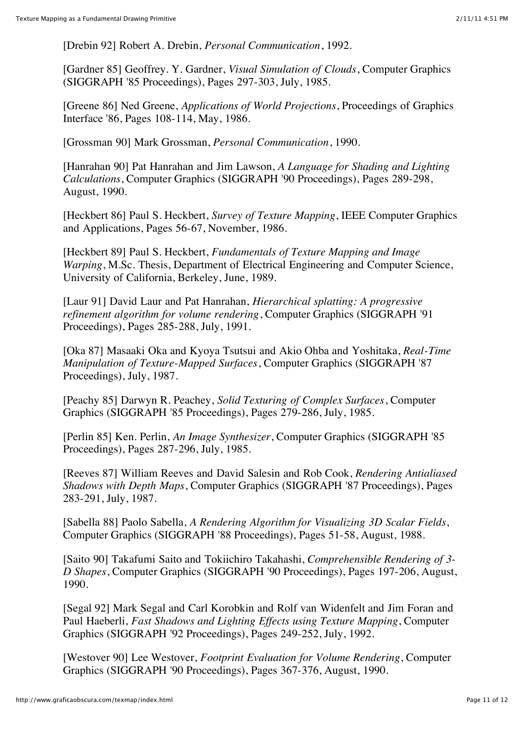[Drebin 92] Robert A. Drebin, *Personal Communication*, 1992.

[Gardner 85] Geoffrey. Y. Gardner, *Visual Simulation of Clouds*, Computer Graphics (SIGGRAPH '85 Proceedings), Pages 297-303, July, 1985.

[Greene 86] Ned Greene, *Applications of World Projections*, Proceedings of Graphics Interface '86, Pages 108-114, May, 1986.

[Grossman 90] Mark Grossman, *Personal Communication*, 1990.

[Hanrahan 90] Pat Hanrahan and Jim Lawson, *A Language for Shading and Lighting Calculations*, Computer Graphics (SIGGRAPH '90 Proceedings), Pages 289-298, August, 1990.

[Heckbert 86] Paul S. Heckbert, *Survey of Texture Mapping*, IEEE Computer Graphics and Applications, Pages 56-67, November, 1986.

[Heckbert 89] Paul S. Heckbert, *Fundamentals of Texture Mapping and Image Warping*, M.Sc. Thesis, Department of Electrical Engineering and Computer Science, University of California, Berkeley, June, 1989.

[Laur 91] David Laur and Pat Hanrahan, *Hierarchical splatting: A progressive refinement algorithm for volume rendering*, Computer Graphics (SIGGRAPH '91 Proceedings), Pages 285-288, July, 1991.

[Oka 87] Masaaki Oka and Kyoya Tsutsui and Akio Ohba and Yoshitaka, *Real-Time Manipulation of Texture-Mapped Surfaces*, Computer Graphics (SIGGRAPH '87 Proceedings), July, 1987.

[Peachy 85] Darwyn R. Peachey, *Solid Texturing of Complex Surfaces*, Computer Graphics (SIGGRAPH '85 Proceedings), Pages 279-286, July, 1985.

[Perlin 85] Ken. Perlin, *An Image Synthesizer*, Computer Graphics (SIGGRAPH '85 Proceedings), Pages 287-296, July, 1985.

[Reeves 87] William Reeves and David Salesin and Rob Cook, *Rendering Antialiased Shadows with Depth Maps*, Computer Graphics (SIGGRAPH '87 Proceedings), Pages 283-291, July, 1987.

[Sabella 88] Paolo Sabella, *A Rendering Algorithm for Visualizing 3D Scalar Fields*, Computer Graphics (SIGGRAPH '88 Proceedings), Pages 51-58, August, 1988.

[Saito 90] Takafumi Saito and Tokiichiro Takahashi, *Comprehensible Rendering of 3-D Shapes*, Computer Graphics (SIGGRAPH '90 Proceedings), Pages 197-206, August, 1990.

[Segal 92] Mark Segal and Carl Korobkin and Rolf van Widenfelt and Jim Foran and Paul Haeberli, *Fast Shadows and Lighting Effects using Texture Mapping*, Computer Graphics (SIGGRAPH '92 Proceedings), Pages 249-252, July, 1992.

[Westover 90] Lee Westover, *Footprint Evaluation for Volume Rendering*, Computer Graphics (SIGGRAPH '90 Proceedings), Pages 367-376, August, 1990.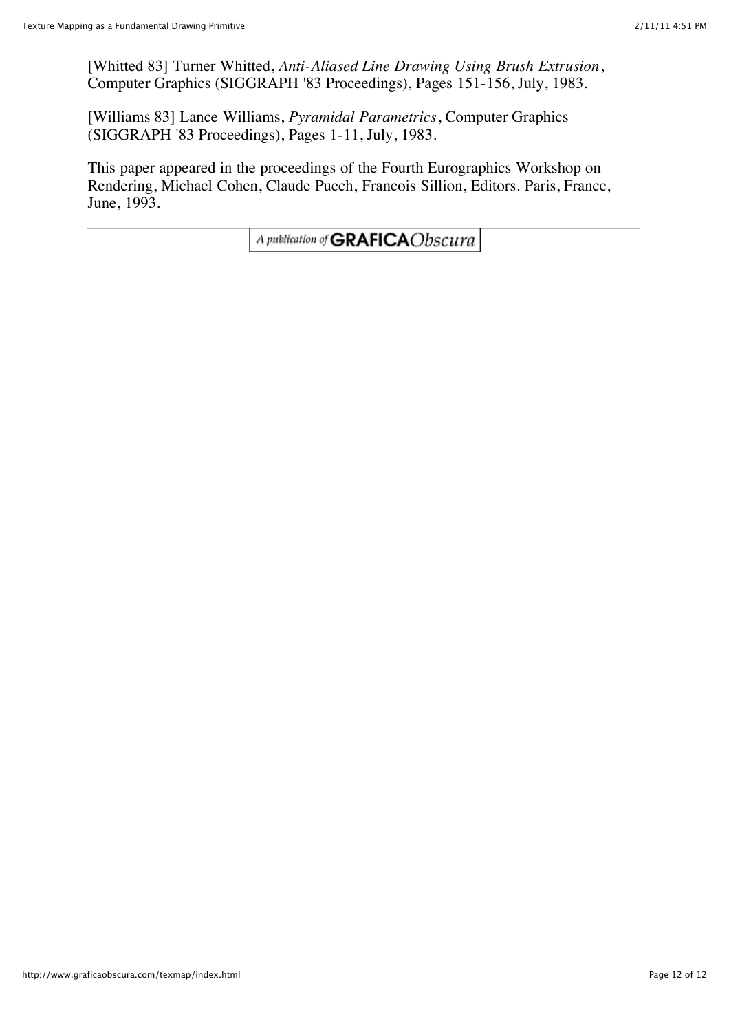[Whitted 83] Turner Whitted, *Anti-Aliased Line Drawing Using Brush Extrusion*, Computer Graphics (SIGGRAPH '83 Proceedings), Pages 151-156, July, 1983.

[Williams 83] Lance Williams, *Pyramidal Parametrics*, Computer Graphics (SIGGRAPH '83 Proceedings), Pages 1-11, July, 1983.

This paper appeared in the proceedings of the Fourth Eurographics Workshop on Rendering, Michael Cohen, Claude Puech, Francois Sillion, Editors. Paris, France, June, 1993.

---

A publication of **GRAFICA***Obscura*